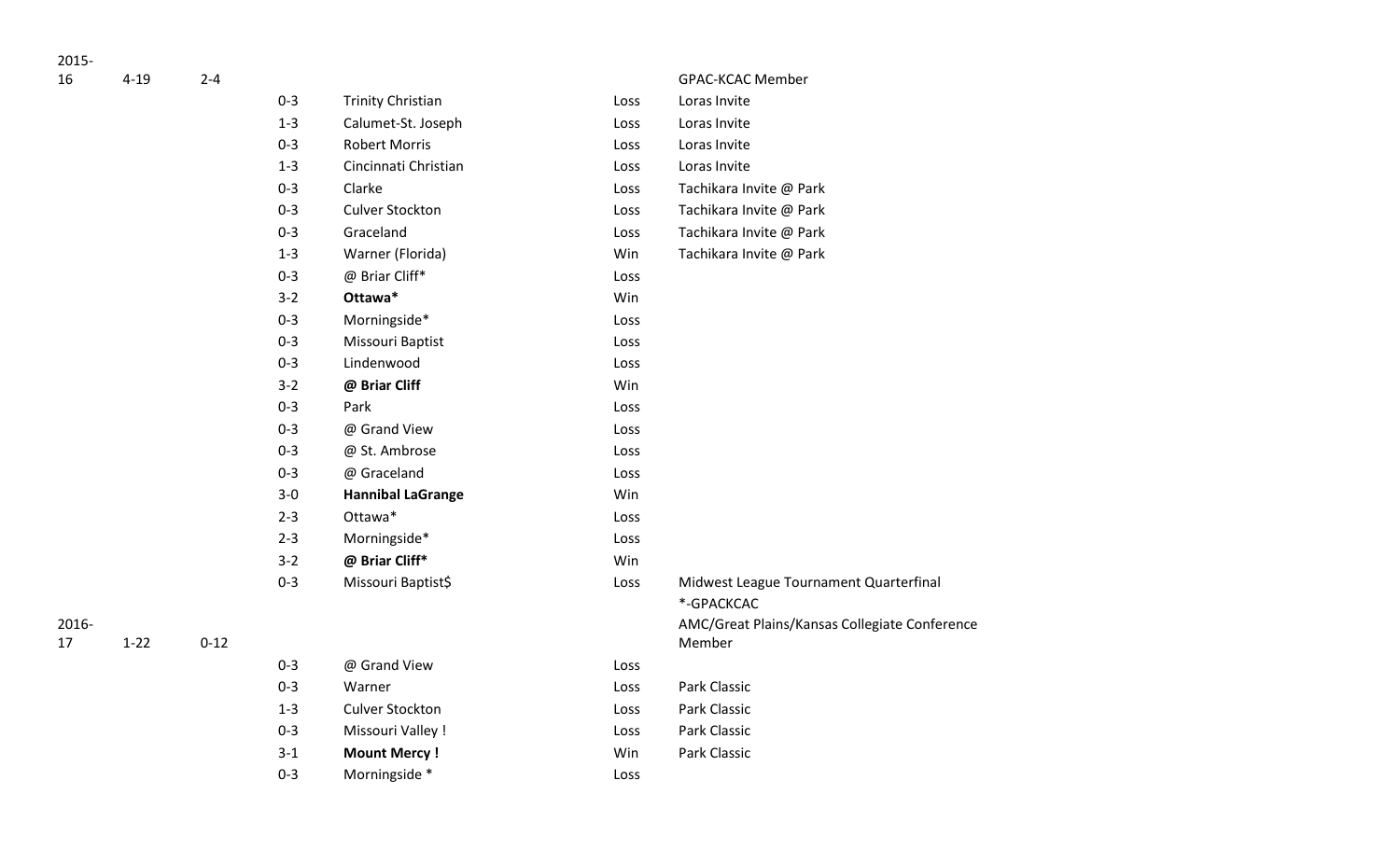| Season | Overall | Conf. | Score | Opponent | Result | Notes |
|---|---|---|---|---|---|---|
| 2015-16 | 4-19 | 2-4 | | | | GPAC-KCAC Member |
| | | | 0-3 | Trinity Christian | Loss | Loras Invite |
| | | | 1-3 | Calumet-St. Joseph | Loss | Loras Invite |
| | | | 0-3 | Robert Morris | Loss | Loras Invite |
| | | | 1-3 | Cincinnati Christian | Loss | Loras Invite |
| | | | 0-3 | Clarke | Loss | Tachikara Invite @ Park |
| | | | 0-3 | Culver Stockton | Loss | Tachikara Invite @ Park |
| | | | 0-3 | Graceland | Loss | Tachikara Invite @ Park |
| | | | 1-3 | Warner (Florida) | Win | Tachikara Invite @ Park |
| | | | 0-3 | @ Briar Cliff* | Loss | |
| | | | 3-2 | **Ottawa*** | Win | |
| | | | 0-3 | Morningside* | Loss | |
| | | | 0-3 | Missouri Baptist | Loss | |
| | | | 0-3 | Lindenwood | Loss | |
| | | | 3-2 | **@ Briar Cliff** | Win | |
| | | | 0-3 | Park | Loss | |
| | | | 0-3 | @ Grand View | Loss | |
| | | | 0-3 | @ St. Ambrose | Loss | |
| | | | 0-3 | @ Graceland | Loss | |
| | | | 3-0 | **Hannibal LaGrange** | Win | |
| | | | 2-3 | Ottawa* | Loss | |
| | | | 2-3 | Morningside* | Loss | |
| | | | 3-2 | **@ Briar Cliff*** | Win | |
| | | | 0-3 | Missouri Baptist$ | Loss | Midwest League Tournament Quarterfinal |
| | | | | | | *-GPACKCAC |
| 2016-17 | 1-22 | 0-12 | | | | AMC/Great Plains/Kansas Collegiate Conference Member |
| | | | 0-3 | @ Grand View | Loss | |
| | | | 0-3 | Warner | Loss | Park Classic |
| | | | 1-3 | Culver Stockton | Loss | Park Classic |
| | | | 0-3 | Missouri Valley ! | Loss | Park Classic |
| | | | 3-1 | **Mount Mercy !** | Win | Park Classic |
| | | | 0-3 | Morningside * | Loss | |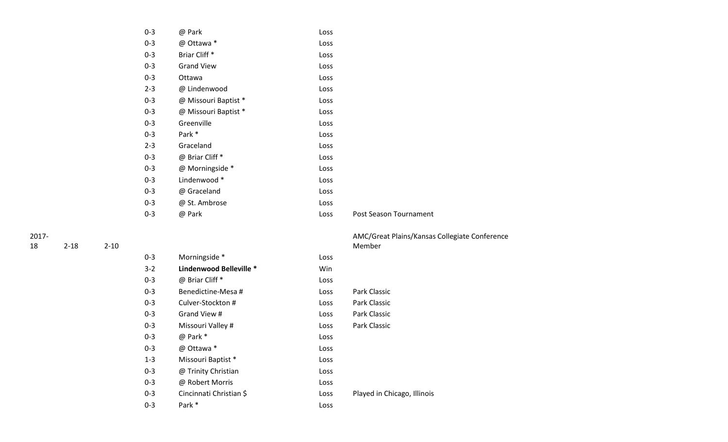| Season | Overall | Conf. | Score | Opponent | Result | Notes |
|---|---|---|---|---|---|---|
| | | | 0-3 | @ Park | Loss | |
| | | | 0-3 | @ Ottawa * | Loss | |
| | | | 0-3 | Briar Cliff * | Loss | |
| | | | 0-3 | Grand View | Loss | |
| | | | 0-3 | Ottawa | Loss | |
| | | | 2-3 | @ Lindenwood | Loss | |
| | | | 0-3 | @ Missouri Baptist * | Loss | |
| | | | 0-3 | @ Missouri Baptist * | Loss | |
| | | | 0-3 | Greenville | Loss | |
| | | | 0-3 | Park * | Loss | |
| | | | 2-3 | Graceland | Loss | |
| | | | 0-3 | @ Briar Cliff * | Loss | |
| | | | 0-3 | @ Morningside * | Loss | |
| | | | 0-3 | Lindenwood * | Loss | |
| | | | 0-3 | @ Graceland | Loss | |
| | | | 0-3 | @ St. Ambrose | Loss | |
| | | | 0-3 | @ Park | Loss | Post Season Tournament |
| 2017-18 | 2-18 | 2-10 | | | | AMC/Great Plains/Kansas Collegiate Conference Member |
| | | | 0-3 | Morningside * | Loss | |
| | | | 3-2 | **Lindenwood Belleville *** | Win | |
| | | | 0-3 | @ Briar Cliff * | Loss | |
| | | | 0-3 | Benedictine-Mesa # | Loss | Park Classic |
| | | | 0-3 | Culver-Stockton # | Loss | Park Classic |
| | | | 0-3 | Grand View # | Loss | Park Classic |
| | | | 0-3 | Missouri Valley # | Loss | Park Classic |
| | | | 0-3 | @ Park * | Loss | |
| | | | 0-3 | @ Ottawa * | Loss | |
| | | | 1-3 | Missouri Baptist * | Loss | |
| | | | 0-3 | @ Trinity Christian | Loss | |
| | | | 0-3 | @ Robert Morris | Loss | |
| | | | 0-3 | Cincinnati Christian $ | Loss | Played in Chicago, Illinois |
| | | | 0-3 | Park * | Loss | |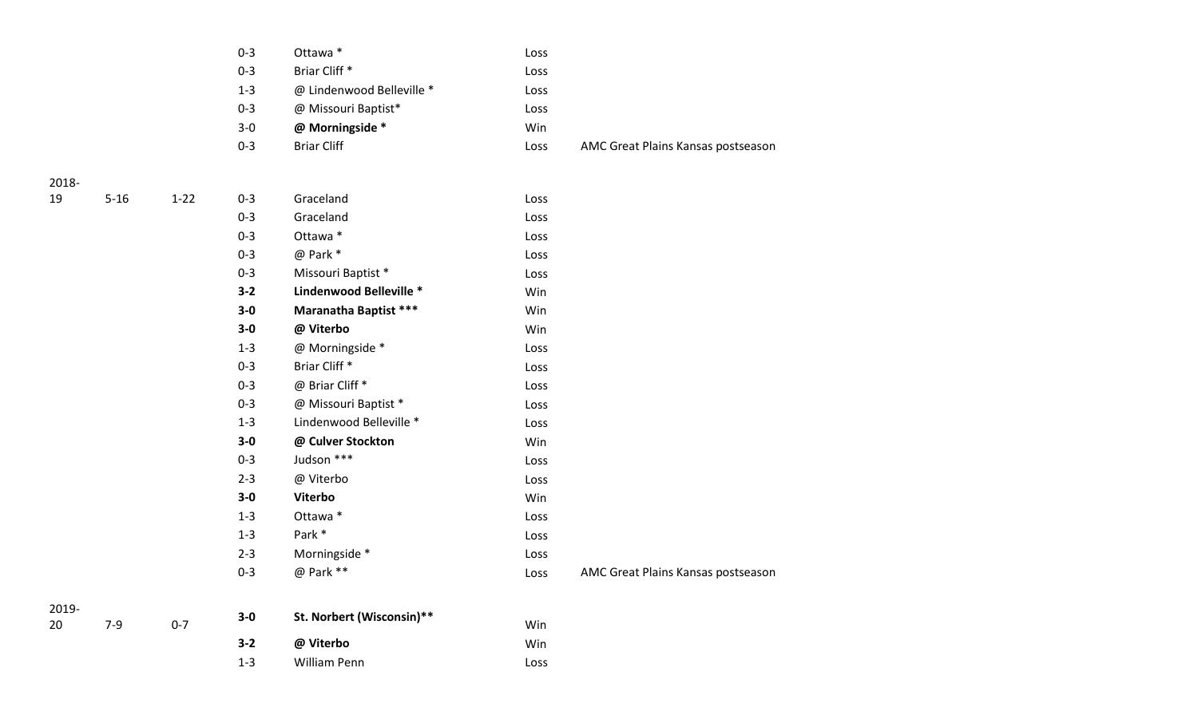| | | | | | |
|---|---|---|---|---|---|
| | | | 0-3 | Ottawa * | Loss | |
| | | | 0-3 | Briar Cliff * | Loss | |
| | | | 1-3 | @ Lindenwood Belleville * | Loss | |
| | | | 0-3 | @ Missouri Baptist* | Loss | |
| | | | 3-0 | **@ Morningside *** | Win | |
| | | | 0-3 | Briar Cliff | Loss | AMC Great Plains Kansas postseason |
| 2018-19 | 5-16 | 1-22 | 0-3 | Graceland | Loss | |
| | | | 0-3 | Graceland | Loss | |
| | | | 0-3 | Ottawa * | Loss | |
| | | | 0-3 | @ Park * | Loss | |
| | | | 0-3 | Missouri Baptist * | Loss | |
| | | | **3-2** | **Lindenwood Belleville *** | Win | |
| | | | **3-0** | **Maranatha Baptist ***** | Win | |
| | | | **3-0** | **@ Viterbo** | Win | |
| | | | 1-3 | @ Morningside * | Loss | |
| | | | 0-3 | Briar Cliff * | Loss | |
| | | | 0-3 | @ Briar Cliff * | Loss | |
| | | | 0-3 | @ Missouri Baptist * | Loss | |
| | | | 1-3 | Lindenwood Belleville * | Loss | |
| | | | **3-0** | **@ Culver Stockton** | Win | |
| | | | 0-3 | Judson *** | Loss | |
| | | | 2-3 | @ Viterbo | Loss | |
| | | | **3-0** | **Viterbo** | Win | |
| | | | 1-3 | Ottawa * | Loss | |
| | | | 1-3 | Park * | Loss | |
| | | | 2-3 | Morningside * | Loss | |
| | | | 0-3 | @ Park ** | Loss | AMC Great Plains Kansas postseason |
| 2019-20 | 7-9 | 0-7 | **3-0** | **St. Norbert (Wisconsin)**** | Win | |
| | | | **3-2** | **@ Viterbo** | Win | |
| | | | 1-3 | William Penn | Loss | |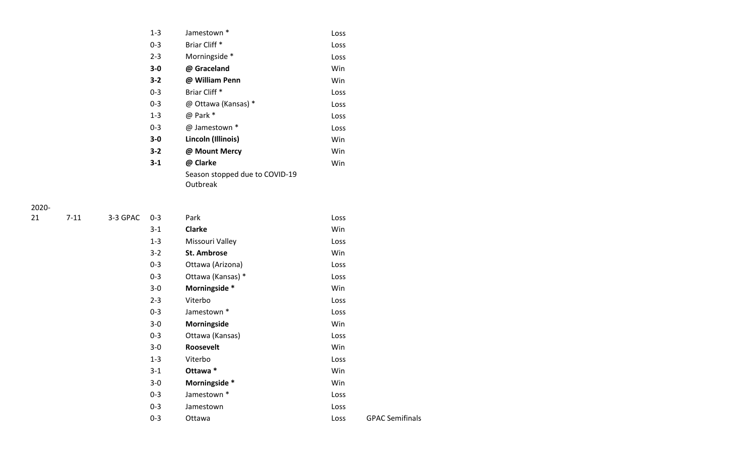| Season | Record | Conference | Score | Opponent | Result | Notes |
|---|---|---|---|---|---|---|
| | | | 1-3 | Jamestown * | Loss | |
| | | | 0-3 | Briar Cliff * | Loss | |
| | | | 2-3 | Morningside * | Loss | |
| | | | **3-0** | **@ Graceland** | Win | |
| | | | **3-2** | **@ William Penn** | Win | |
| | | | 0-3 | Briar Cliff * | Loss | |
| | | | 0-3 | @ Ottawa (Kansas) * | Loss | |
| | | | 1-3 | @ Park * | Loss | |
| | | | 0-3 | @ Jamestown * | Loss | |
| | | | **3-0** | **Lincoln (Illinois)** | Win | |
| | | | **3-2** | **@ Mount Mercy** | Win | |
| | | | **3-1** | **@ Clarke** | Win | |
| | | | | Season stopped due to COVID-19 Outbreak | | |
| 2020-21 | 7-11 | 3-3 GPAC | 0-3 | Park | Loss | |
| | | | 3-1 | **Clarke** | Win | |
| | | | 1-3 | Missouri Valley | Loss | |
| | | | 3-2 | **St. Ambrose** | Win | |
| | | | 0-3 | Ottawa (Arizona) | Loss | |
| | | | 0-3 | Ottawa (Kansas) * | Loss | |
| | | | 3-0 | **Morningside *** | Win | |
| | | | 2-3 | Viterbo | Loss | |
| | | | 0-3 | Jamestown * | Loss | |
| | | | 3-0 | **Morningside** | Win | |
| | | | 0-3 | Ottawa (Kansas) | Loss | |
| | | | 3-0 | **Roosevelt** | Win | |
| | | | 1-3 | Viterbo | Loss | |
| | | | 3-1 | **Ottawa *** | Win | |
| | | | 3-0 | **Morningside *** | Win | |
| | | | 0-3 | Jamestown * | Loss | |
| | | | 0-3 | Jamestown | Loss | |
| | | | 0-3 | Ottawa | Loss | GPAC Semifinals |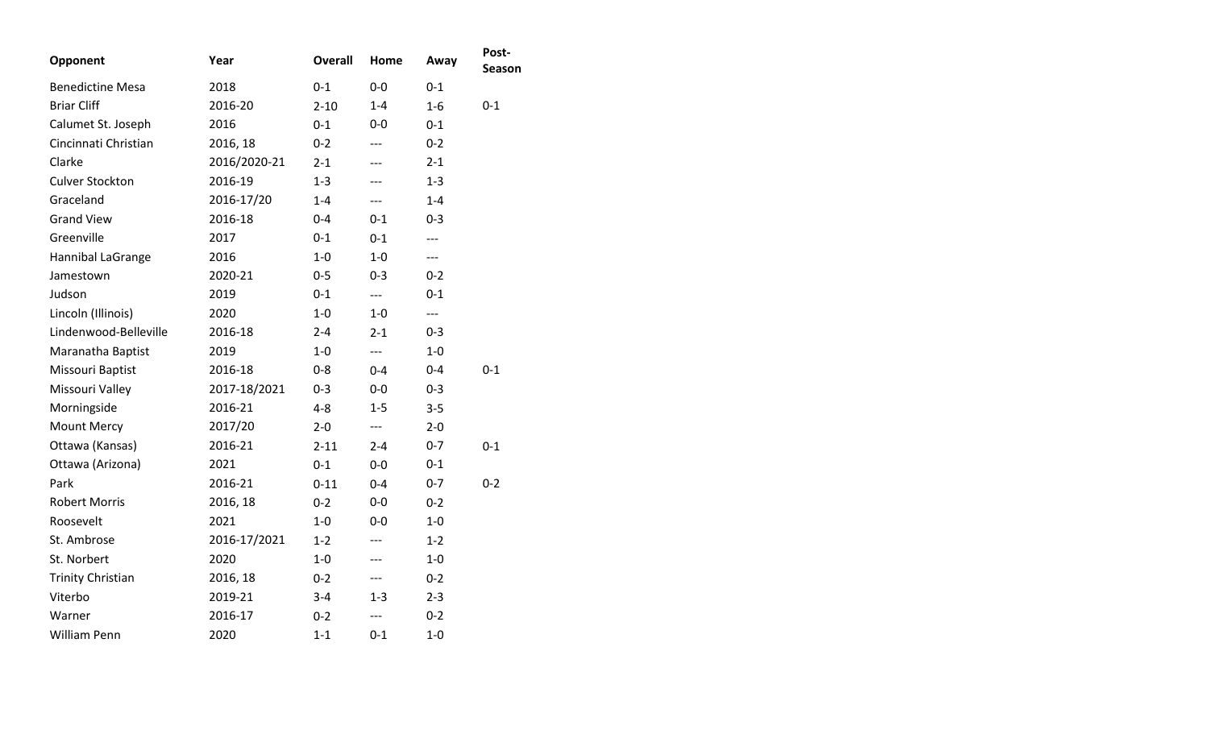| Opponent | Year | Overall | Home | Away | Post-Season |
|---|---|---|---|---|---|
| Benedictine Mesa | 2018 | 0-1 | 0-0 | 0-1 | |
| Briar Cliff | 2016-20 | 2-10 | 1-4 | 1-6 | 0-1 |
| Calumet St. Joseph | 2016 | 0-1 | 0-0 | 0-1 | |
| Cincinnati Christian | 2016, 18 | 0-2 | --- | 0-2 | |
| Clarke | 2016/2020-21 | 2-1 | --- | 2-1 | |
| Culver Stockton | 2016-19 | 1-3 | --- | 1-3 | |
| Graceland | 2016-17/20 | 1-4 | --- | 1-4 | |
| Grand View | 2016-18 | 0-4 | 0-1 | 0-3 | |
| Greenville | 2017 | 0-1 | 0-1 | --- | |
| Hannibal LaGrange | 2016 | 1-0 | 1-0 | --- | |
| Jamestown | 2020-21 | 0-5 | 0-3 | 0-2 | |
| Judson | 2019 | 0-1 | --- | 0-1 | |
| Lincoln (Illinois) | 2020 | 1-0 | 1-0 | --- | |
| Lindenwood-Belleville | 2016-18 | 2-4 | 2-1 | 0-3 | |
| Maranatha Baptist | 2019 | 1-0 | --- | 1-0 | |
| Missouri Baptist | 2016-18 | 0-8 | 0-4 | 0-4 | 0-1 |
| Missouri Valley | 2017-18/2021 | 0-3 | 0-0 | 0-3 | |
| Morningside | 2016-21 | 4-8 | 1-5 | 3-5 | |
| Mount Mercy | 2017/20 | 2-0 | --- | 2-0 | |
| Ottawa (Kansas) | 2016-21 | 2-11 | 2-4 | 0-7 | 0-1 |
| Ottawa (Arizona) | 2021 | 0-1 | 0-0 | 0-1 | |
| Park | 2016-21 | 0-11 | 0-4 | 0-7 | 0-2 |
| Robert Morris | 2016, 18 | 0-2 | 0-0 | 0-2 | |
| Roosevelt | 2021 | 1-0 | 0-0 | 1-0 | |
| St. Ambrose | 2016-17/2021 | 1-2 | --- | 1-2 | |
| St. Norbert | 2020 | 1-0 | --- | 1-0 | |
| Trinity Christian | 2016, 18 | 0-2 | --- | 0-2 | |
| Viterbo | 2019-21 | 3-4 | 1-3 | 2-3 | |
| Warner | 2016-17 | 0-2 | --- | 0-2 | |
| William Penn | 2020 | 1-1 | 0-1 | 1-0 | |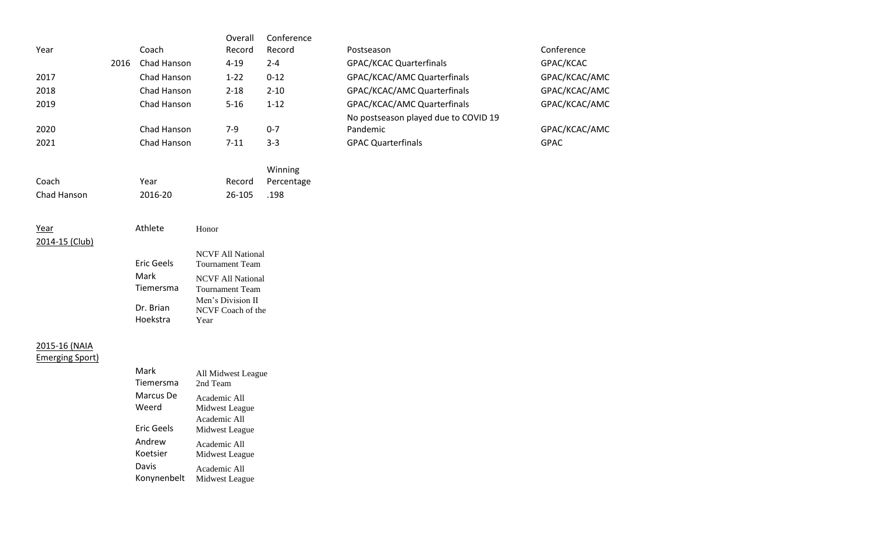| Year | Coach | Overall Record | Conference Record | Postseason | Conference |
|---|---|---|---|---|---|
| 2016 | Chad Hanson | 4-19 | 2-4 | GPAC/KCAC Quarterfinals | GPAC/KCAC |
| 2017 | Chad Hanson | 1-22 | 0-12 | GPAC/KCAC/AMC Quarterfinals | GPAC/KCAC/AMC |
| 2018 | Chad Hanson | 2-18 | 2-10 | GPAC/KCAC/AMC Quarterfinals | GPAC/KCAC/AMC |
| 2019 | Chad Hanson | 5-16 | 1-12 | GPAC/KCAC/AMC Quarterfinals | GPAC/KCAC/AMC |
| 2020 | Chad Hanson | 7-9 | 0-7 | No postseason played due to COVID 19 Pandemic | GPAC/KCAC/AMC |
| 2021 | Chad Hanson | 7-11 | 3-3 | GPAC Quarterfinals | GPAC |

| Coach | Year | Record | Winning Percentage |
|---|---|---|---|
| Chad Hanson | 2016-20 | 26-105 | .198 |

| Year | Athlete | Honor |
|---|---|---|
| 2014-15 (Club) | | |
| | Eric Geels | NCVF All National Tournament Team |
| | Mark Tiemersma | NCVF All National Tournament Team |
| | Dr. Brian Hoekstra | Men's Division II NCVF Coach of the Year |
| 2015-16 (NAIA Emerging Sport) | | |
| | Mark Tiemersma | All Midwest League 2nd Team |
| | Marcus De Weerd | Academic All Midwest League |
| | Eric Geels | Academic All Midwest League |
| | Andrew Koetsier | Academic All Midwest League |
| | Davis Konynenbelt | Academic All Midwest League |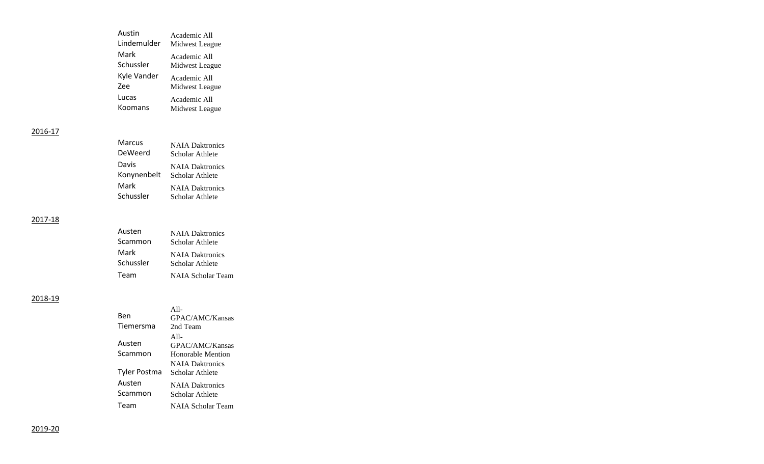| | |
|---|---|
| Austin Lindemulder | Academic All Midwest League |
| Mark Schussler | Academic All Midwest League |
| Kyle Vander Zee | Academic All Midwest League |
| Lucas Koomans | Academic All Midwest League |

2016-17

| | |
|---|---|
| Marcus DeWeerd | NAIA Daktronics Scholar Athlete |
| Davis Konynenbelt | NAIA Daktronics Scholar Athlete |
| Mark Schussler | NAIA Daktronics Scholar Athlete |

2017-18

| | |
|---|---|
| Austen Scammon | NAIA Daktronics Scholar Athlete |
| Mark Schussler | NAIA Daktronics Scholar Athlete |
| Team | NAIA Scholar Team |

2018-19

| | |
|---|---|
| Ben Tiemersma | All-GPAC/AMC/Kansas 2nd Team |
| Austen Scammon | All-GPAC/AMC/Kansas Honorable Mention |
| Tyler Postma | NAIA Daktronics Scholar Athlete |
| Austen Scammon | NAIA Daktronics Scholar Athlete |
| Team | NAIA Scholar Team |

2019-20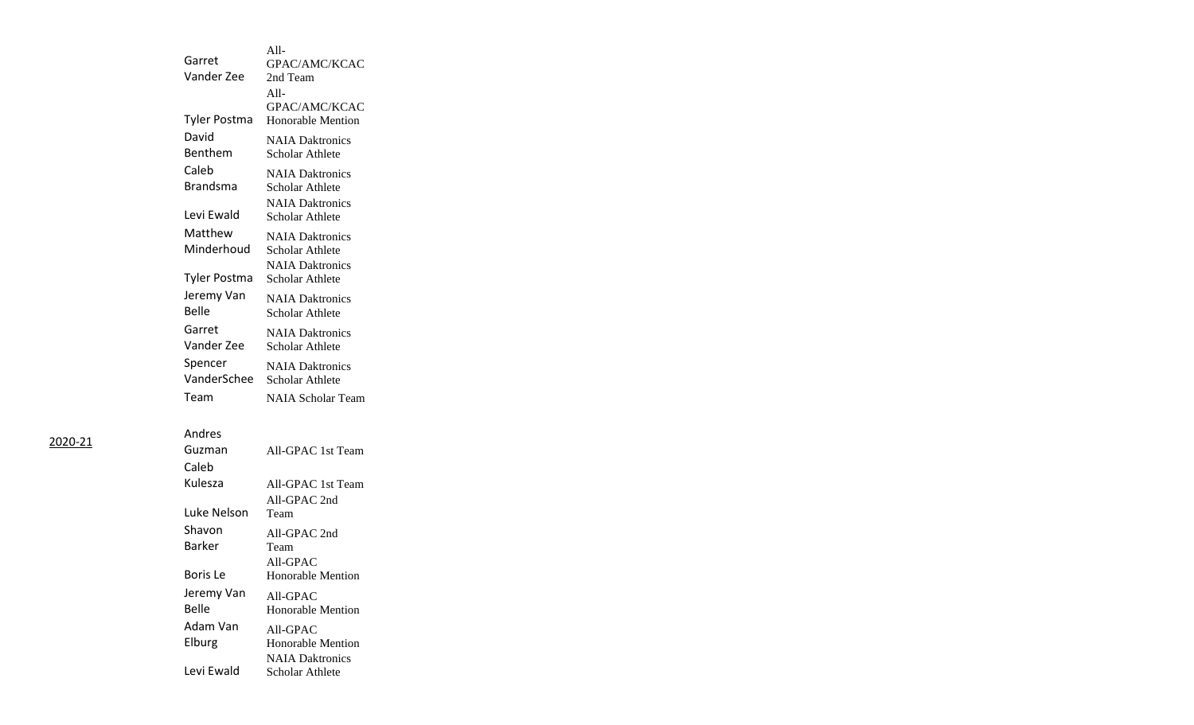| Year | Name | Award |
|---|---|---|
| | Garret Vander Zee | All-GPAC/AMC/KCAC 2nd Team |
| | Tyler Postma | All-GPAC/AMC/KCAC Honorable Mention |
| | David Benthem | NAIA Daktronics Scholar Athlete |
| | Caleb Brandsma | NAIA Daktronics Scholar Athlete |
| | Levi Ewald | NAIA Daktronics Scholar Athlete |
| | Matthew Minderhoud | NAIA Daktronics Scholar Athlete |
| | Tyler Postma | NAIA Daktronics Scholar Athlete |
| | Jeremy Van Belle | NAIA Daktronics Scholar Athlete |
| | Garret Vander Zee | NAIA Daktronics Scholar Athlete |
| | Spencer VanderSchee | NAIA Daktronics Scholar Athlete |
| | Team | NAIA Scholar Team |
| 2020-21 | Andres Guzman | All-GPAC 1st Team |
| | Caleb Kulesza | All-GPAC 1st Team |
| | Luke Nelson | All-GPAC 2nd Team |
| | Shavon Barker | All-GPAC 2nd Team |
| | Boris Le | All-GPAC Honorable Mention |
| | Jeremy Van Belle | All-GPAC Honorable Mention |
| | Adam Van Elburg | All-GPAC Honorable Mention |
| | Levi Ewald | NAIA Daktronics Scholar Athlete |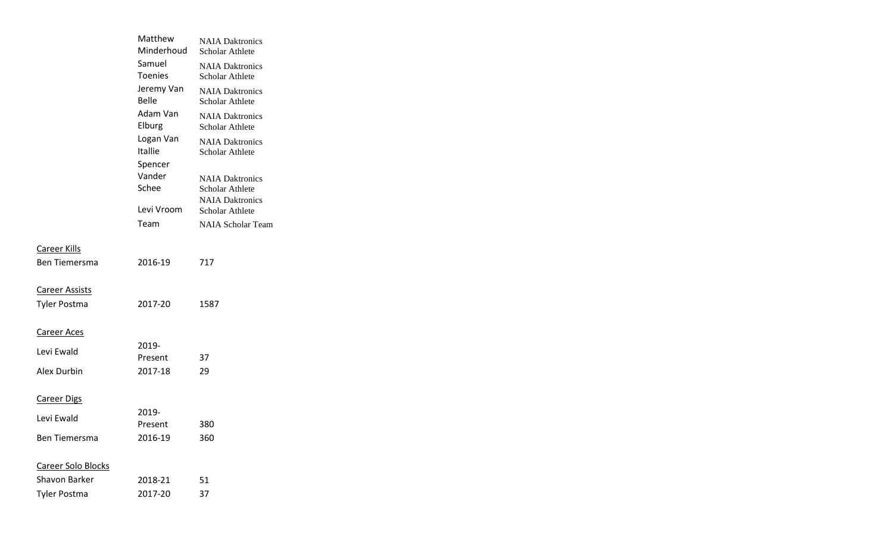| | | |
|---|---|---|
| | Matthew Minderhoud | NAIA Daktronics Scholar Athlete |
| | Samuel Toenies | NAIA Daktronics Scholar Athlete |
| | Jeremy Van Belle | NAIA Daktronics Scholar Athlete |
| | Adam Van Elburg | NAIA Daktronics Scholar Athlete |
| | Logan Van Itallie | NAIA Daktronics Scholar Athlete |
| | Spencer Vander Schee | NAIA Daktronics Scholar Athlete |
| | Levi Vroom | NAIA Daktronics Scholar Athlete |
| | Team | NAIA Scholar Team |

<u>Career Kills</u>

| | | |
|---|---|---|
| Ben Tiemersma | 2016-19 | 717 |

<u>Career Assists</u>

| | | |
|---|---|---|
| Tyler Postma | 2017-20 | 1587 |

<u>Career Aces</u>

| | | |
|---|---|---|
| Levi Ewald | 2019-Present | 37 |
| Alex Durbin | 2017-18 | 29 |

<u>Career Digs</u>

| | | |
|---|---|---|
| Levi Ewald | 2019-Present | 380 |
| Ben Tiemersma | 2016-19 | 360 |

<u>Career Solo Blocks</u>

| | | |
|---|---|---|
| Shavon Barker | 2018-21 | 51 |
| Tyler Postma | 2017-20 | 37 |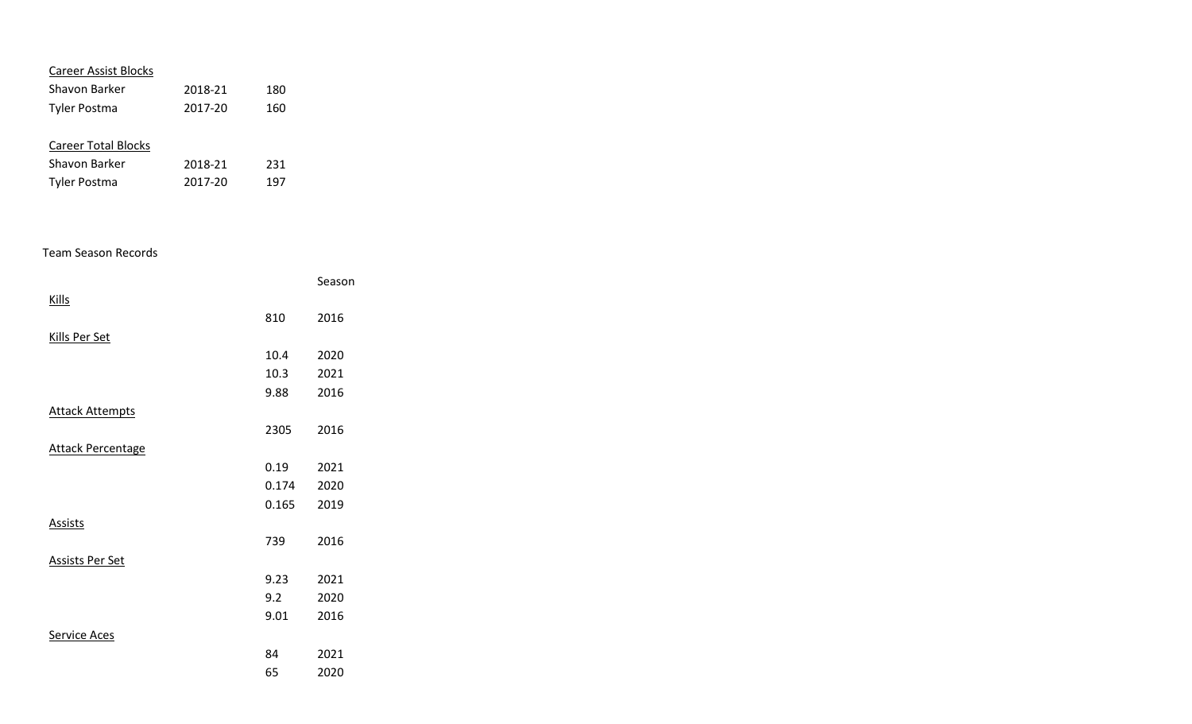Career Assist Blocks

| | | |
|---|---|---|
| Shavon Barker | 2018-21 | 180 |
| Tyler Postma | 2017-20 | 160 |

Career Total Blocks

| | | |
|---|---|---|
| Shavon Barker | 2018-21 | 231 |
| Tyler Postma | 2017-20 | 197 |

Team Season Records

| | | Season |
|---|---|---|
| Kills | | |
| | 810 | 2016 |
| Kills Per Set | | |
| | 10.4 | 2020 |
| | 10.3 | 2021 |
| | 9.88 | 2016 |
| Attack Attempts | | |
| | 2305 | 2016 |
| Attack Percentage | | |
| | 0.19 | 2021 |
| | 0.174 | 2020 |
| | 0.165 | 2019 |
| Assists | | |
| | 739 | 2016 |
| Assists Per Set | | |
| | 9.23 | 2021 |
| | 9.2 | 2020 |
| | 9.01 | 2016 |
| Service Aces | | |
| | 84 | 2021 |
| | 65 | 2020 |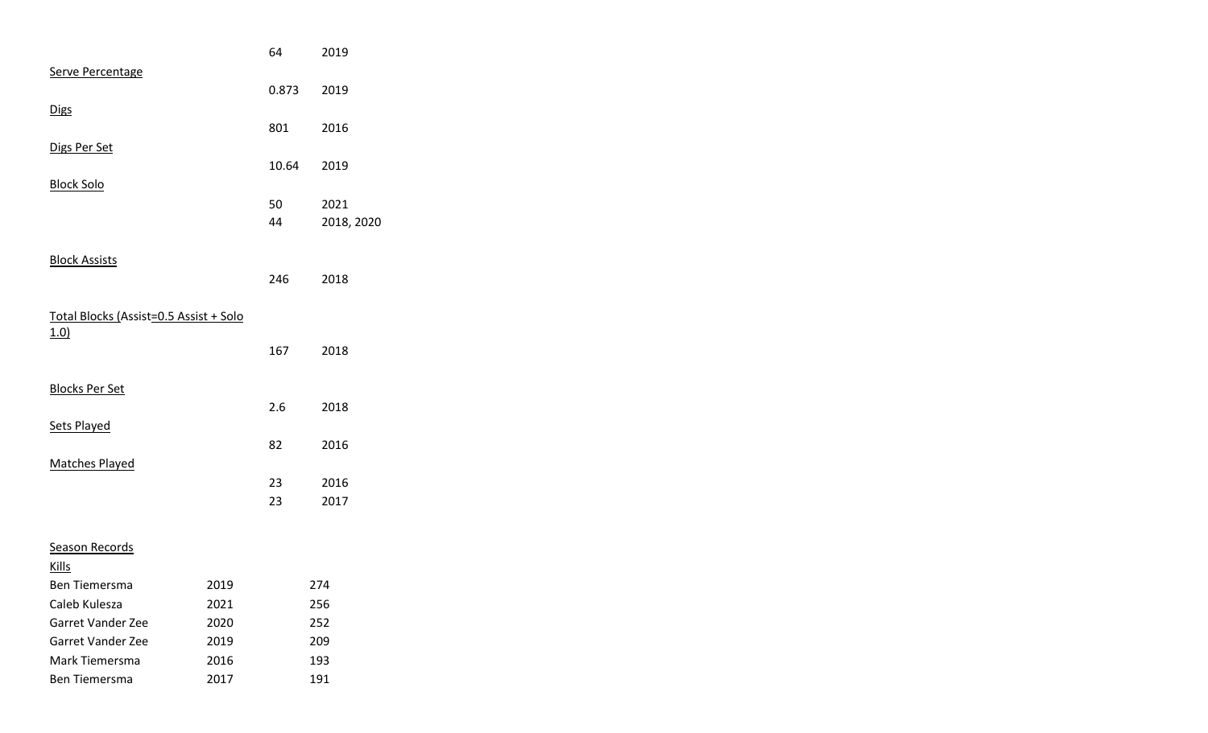| | | |
|---|---|---|
| | 64 | 2019 |
| Serve Percentage | | |
| | 0.873 | 2019 |
| Digs | | |
| | 801 | 2016 |
| Digs Per Set | | |
| | 10.64 | 2019 |
| Block Solo | | |
| | 50 | 2021 |
| | 44 | 2018, 2020 |
| Block Assists | | |
| | 246 | 2018 |
| Total Blocks (Assist=0.5 Assist + Solo 1.0) | | |
| | 167 | 2018 |
| Blocks Per Set | | |
| | 2.6 | 2018 |
| Sets Played | | |
| | 82 | 2016 |
| Matches Played | | |
| | 23 | 2016 |
| | 23 | 2017 |

Season Records

Kills

| | | |
|---|---|---|
| Ben Tiemersma | 2019 | 274 |
| Caleb Kulesza | 2021 | 256 |
| Garret Vander Zee | 2020 | 252 |
| Garret Vander Zee | 2019 | 209 |
| Mark Tiemersma | 2016 | 193 |
| Ben Tiemersma | 2017 | 191 |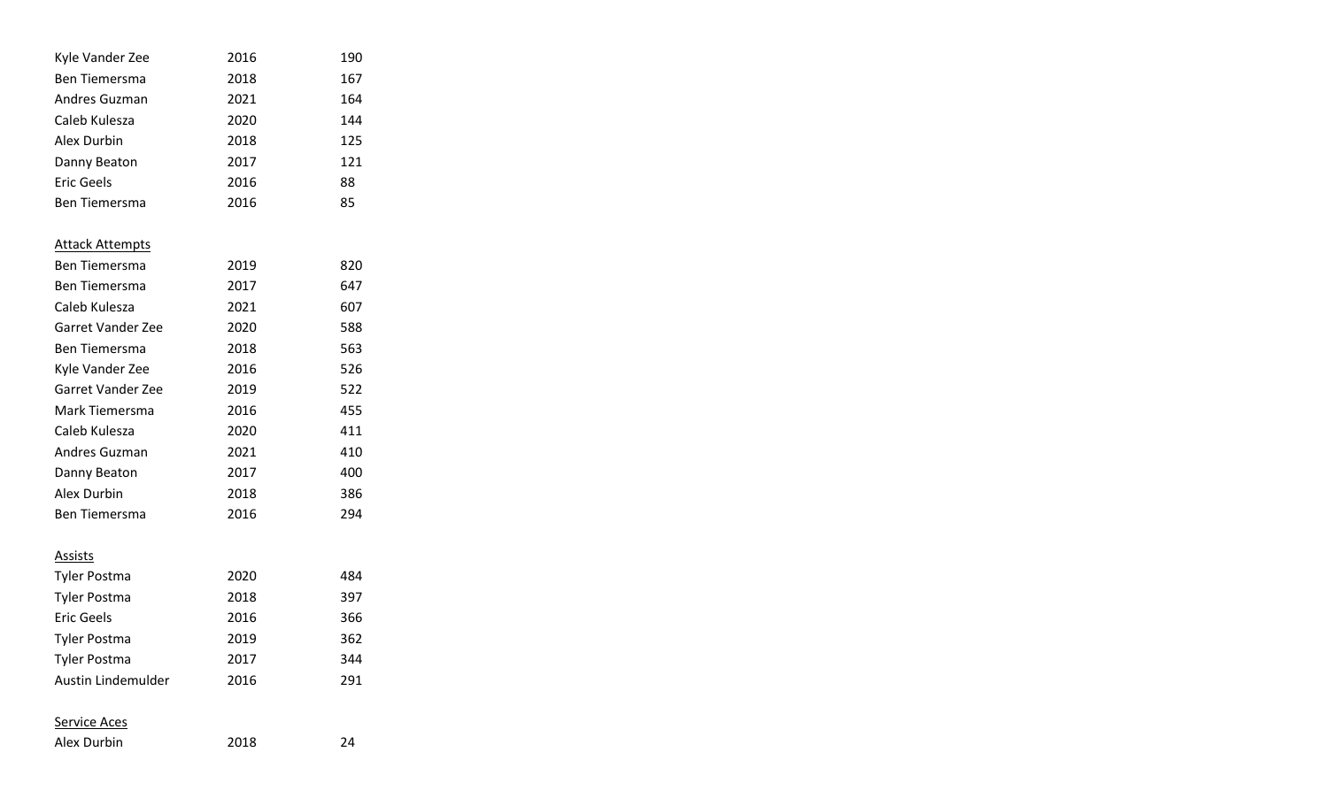| | | |
|---|---|---|
| Kyle Vander Zee | 2016 | 190 |
| Ben Tiemersma | 2018 | 167 |
| Andres Guzman | 2021 | 164 |
| Caleb Kulesza | 2020 | 144 |
| Alex Durbin | 2018 | 125 |
| Danny Beaton | 2017 | 121 |
| Eric Geels | 2016 | 88 |
| Ben Tiemersma | 2016 | 85 |

<u>Attack Attempts</u>

| | | |
|---|---|---|
| Ben Tiemersma | 2019 | 820 |
| Ben Tiemersma | 2017 | 647 |
| Caleb Kulesza | 2021 | 607 |
| Garret Vander Zee | 2020 | 588 |
| Ben Tiemersma | 2018 | 563 |
| Kyle Vander Zee | 2016 | 526 |
| Garret Vander Zee | 2019 | 522 |
| Mark Tiemersma | 2016 | 455 |
| Caleb Kulesza | 2020 | 411 |
| Andres Guzman | 2021 | 410 |
| Danny Beaton | 2017 | 400 |
| Alex Durbin | 2018 | 386 |
| Ben Tiemersma | 2016 | 294 |

<u>Assists</u>

| | | |
|---|---|---|
| Tyler Postma | 2020 | 484 |
| Tyler Postma | 2018 | 397 |
| Eric Geels | 2016 | 366 |
| Tyler Postma | 2019 | 362 |
| Tyler Postma | 2017 | 344 |
| Austin Lindemulder | 2016 | 291 |

<u>Service Aces</u>

| | | |
|---|---|---|
| Alex Durbin | 2018 | 24 |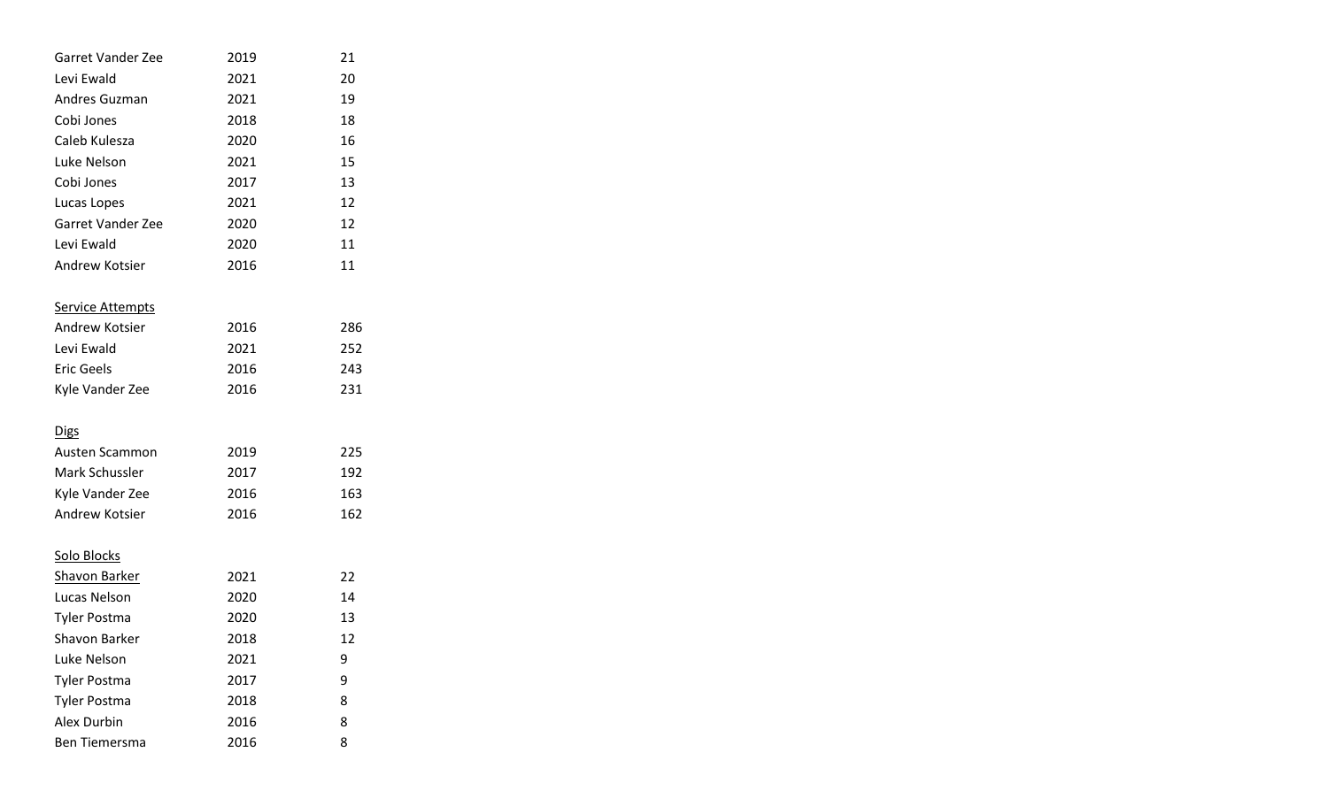| | | |
|---|---|---|
| Garret Vander Zee | 2019 | 21 |
| Levi Ewald | 2021 | 20 |
| Andres Guzman | 2021 | 19 |
| Cobi Jones | 2018 | 18 |
| Caleb Kulesza | 2020 | 16 |
| Luke Nelson | 2021 | 15 |
| Cobi Jones | 2017 | 13 |
| Lucas Lopes | 2021 | 12 |
| Garret Vander Zee | 2020 | 12 |
| Levi Ewald | 2020 | 11 |
| Andrew Kotsier | 2016 | 11 |

<u>Service Attempts</u>

| | | |
|---|---|---|
| Andrew Kotsier | 2016 | 286 |
| Levi Ewald | 2021 | 252 |
| Eric Geels | 2016 | 243 |
| Kyle Vander Zee | 2016 | 231 |

<u>Digs</u>

| | | |
|---|---|---|
| Austen Scammon | 2019 | 225 |
| Mark Schussler | 2017 | 192 |
| Kyle Vander Zee | 2016 | 163 |
| Andrew Kotsier | 2016 | 162 |

<u>Solo Blocks</u>

| | | |
|---|---|---|
| Shavon Barker | 2021 | 22 |
| Lucas Nelson | 2020 | 14 |
| Tyler Postma | 2020 | 13 |
| Shavon Barker | 2018 | 12 |
| Luke Nelson | 2021 | 9 |
| Tyler Postma | 2017 | 9 |
| Tyler Postma | 2018 | 8 |
| Alex Durbin | 2016 | 8 |
| Ben Tiemersma | 2016 | 8 |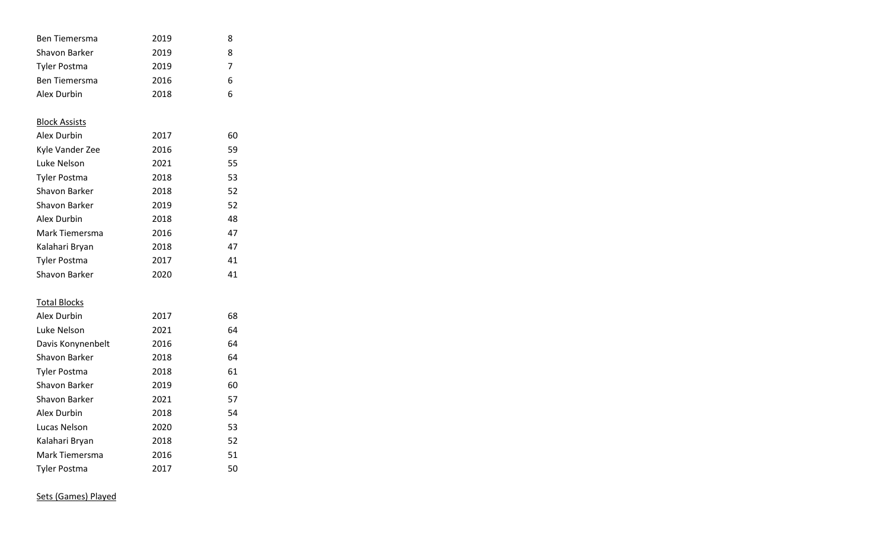| | | |
|---|---|---|
| Ben Tiemersma | 2019 | 8 |
| Shavon Barker | 2019 | 8 |
| Tyler Postma | 2019 | 7 |
| Ben Tiemersma | 2016 | 6 |
| Alex Durbin | 2018 | 6 |

<u>Block Assists</u>

| | | |
|---|---|---|
| Alex Durbin | 2017 | 60 |
| Kyle Vander Zee | 2016 | 59 |
| Luke Nelson | 2021 | 55 |
| Tyler Postma | 2018 | 53 |
| Shavon Barker | 2018 | 52 |
| Shavon Barker | 2019 | 52 |
| Alex Durbin | 2018 | 48 |
| Mark Tiemersma | 2016 | 47 |
| Kalahari Bryan | 2018 | 47 |
| Tyler Postma | 2017 | 41 |
| Shavon Barker | 2020 | 41 |

<u>Total Blocks</u>

| | | |
|---|---|---|
| Alex Durbin | 2017 | 68 |
| Luke Nelson | 2021 | 64 |
| Davis Konynenbelt | 2016 | 64 |
| Shavon Barker | 2018 | 64 |
| Tyler Postma | 2018 | 61 |
| Shavon Barker | 2019 | 60 |
| Shavon Barker | 2021 | 57 |
| Alex Durbin | 2018 | 54 |
| Lucas Nelson | 2020 | 53 |
| Kalahari Bryan | 2018 | 52 |
| Mark Tiemersma | 2016 | 51 |
| Tyler Postma | 2017 | 50 |

<u>Sets (Games) Played</u>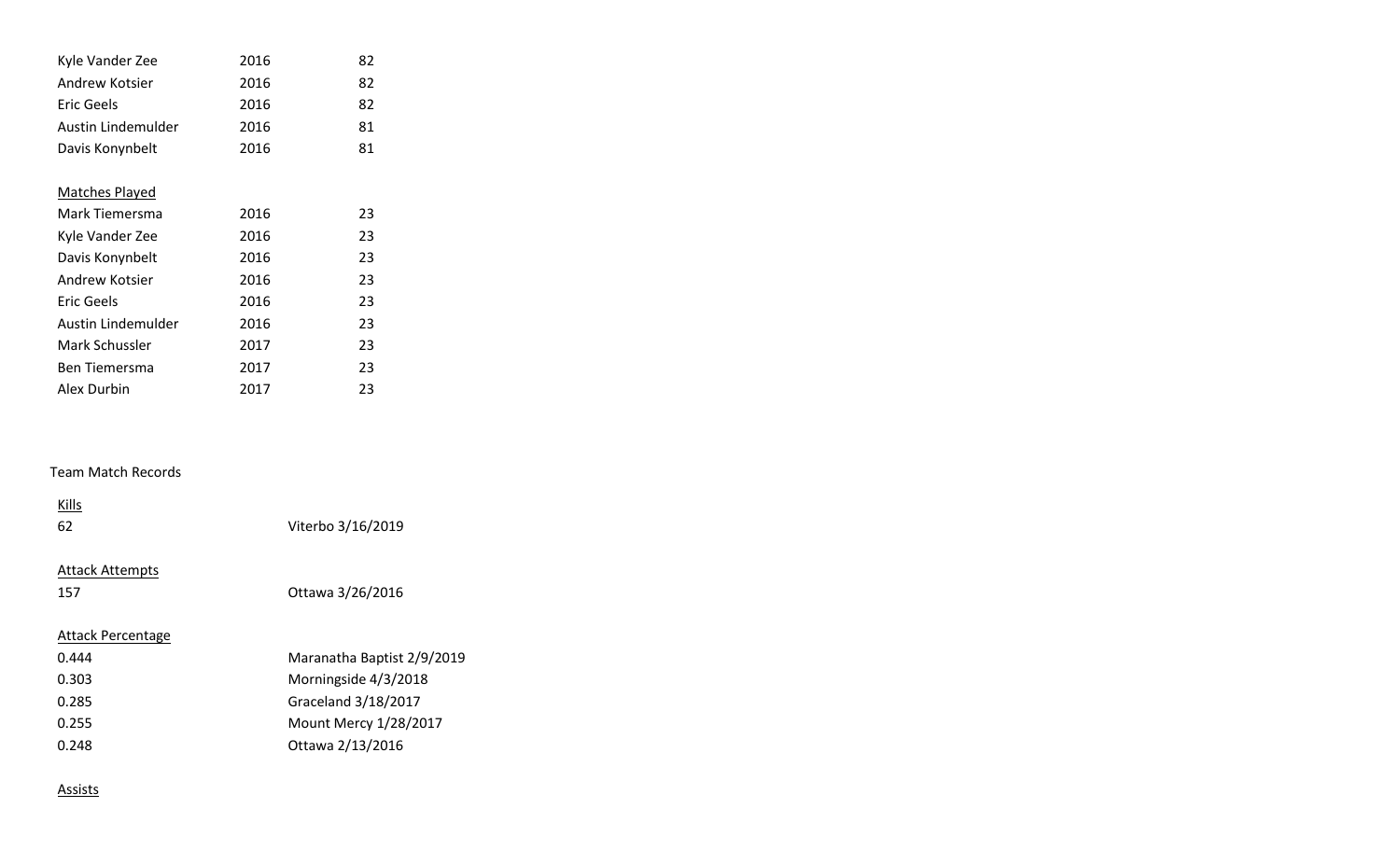| | | |
|---|---|---|
| Kyle Vander Zee | 2016 | 82 |
| Andrew Kotsier | 2016 | 82 |
| Eric Geels | 2016 | 82 |
| Austin Lindemulder | 2016 | 81 |
| Davis Konynbelt | 2016 | 81 |

Matches Played

| | | |
|---|---|---|
| Mark Tiemersma | 2016 | 23 |
| Kyle Vander Zee | 2016 | 23 |
| Davis Konynbelt | 2016 | 23 |
| Andrew Kotsier | 2016 | 23 |
| Eric Geels | 2016 | 23 |
| Austin Lindemulder | 2016 | 23 |
| Mark Schussler | 2017 | 23 |
| Ben Tiemersma | 2017 | 23 |
| Alex Durbin | 2017 | 23 |

## Team Match Records

Kills

| | |
|---|---|
| 62 | Viterbo 3/16/2019 |

Attack Attempts

| | |
|---|---|
| 157 | Ottawa 3/26/2016 |

Attack Percentage

| | |
|---|---|
| 0.444 | Maranatha Baptist 2/9/2019 |
| 0.303 | Morningside 4/3/2018 |
| 0.285 | Graceland 3/18/2017 |
| 0.255 | Mount Mercy 1/28/2017 |
| 0.248 | Ottawa 2/13/2016 |

Assists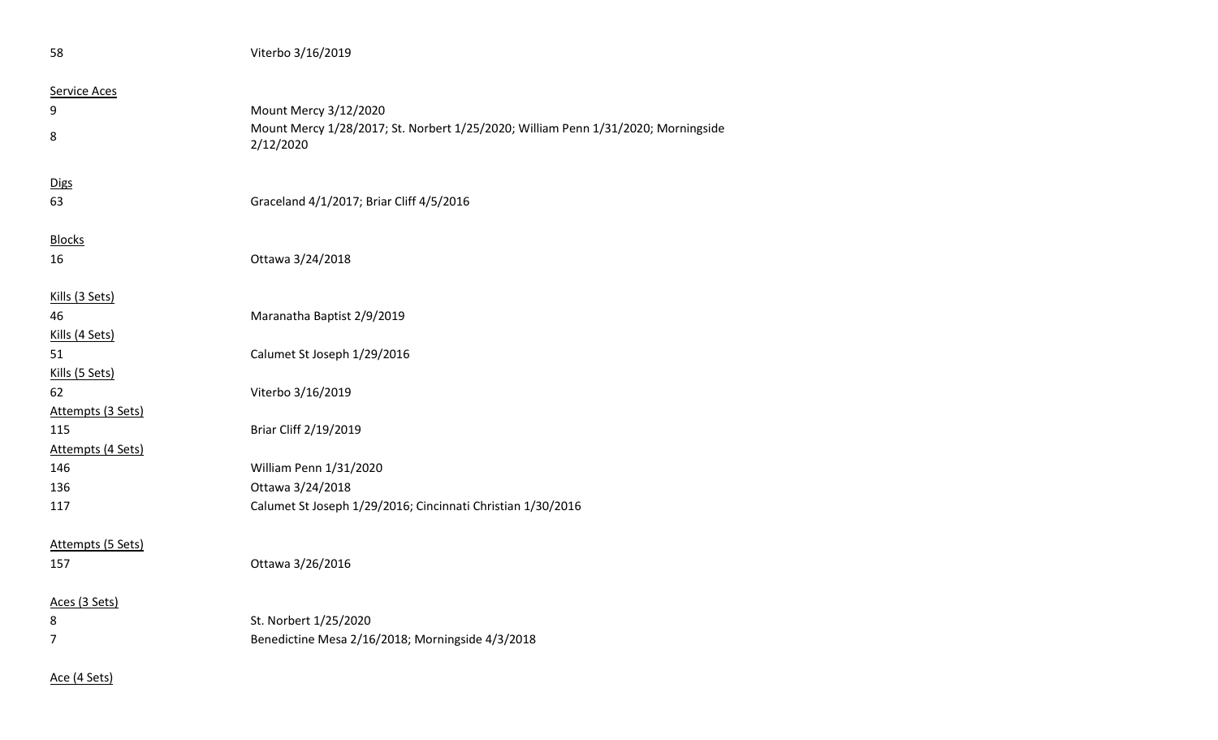| | |
|---|---|
| 58 | Viterbo 3/16/2019 |

<u>Service Aces</u>

| | |
|---|---|
| 9 | Mount Mercy 3/12/2020 |
| 8 | Mount Mercy 1/28/2017; St. Norbert 1/25/2020; William Penn 1/31/2020; Morningside 2/12/2020 |

<u>Digs</u>

| | |
|---|---|
| 63 | Graceland 4/1/2017; Briar Cliff 4/5/2016 |

<u>Blocks</u>

| | |
|---|---|
| 16 | Ottawa 3/24/2018 |

<u>Kills (3 Sets)</u>

| | |
|---|---|
| 46 | Maranatha Baptist 2/9/2019 |

<u>Kills (4 Sets)</u>

| | |
|---|---|
| 51 | Calumet St Joseph 1/29/2016 |

<u>Kills (5 Sets)</u>

| | |
|---|---|
| 62 | Viterbo 3/16/2019 |

<u>Attempts (3 Sets)</u>

| | |
|---|---|
| 115 | Briar Cliff 2/19/2019 |

<u>Attempts (4 Sets)</u>

| | |
|---|---|
| 146 | William Penn 1/31/2020 |
| 136 | Ottawa 3/24/2018 |
| 117 | Calumet St Joseph 1/29/2016; Cincinnati Christian 1/30/2016 |

<u>Attempts (5 Sets)</u>

| | |
|---|---|
| 157 | Ottawa 3/26/2016 |

<u>Aces (3 Sets)</u>

| | |
|---|---|
| 8 | St. Norbert 1/25/2020 |
| 7 | Benedictine Mesa 2/16/2018; Morningside 4/3/2018 |

<u>Ace (4 Sets)</u>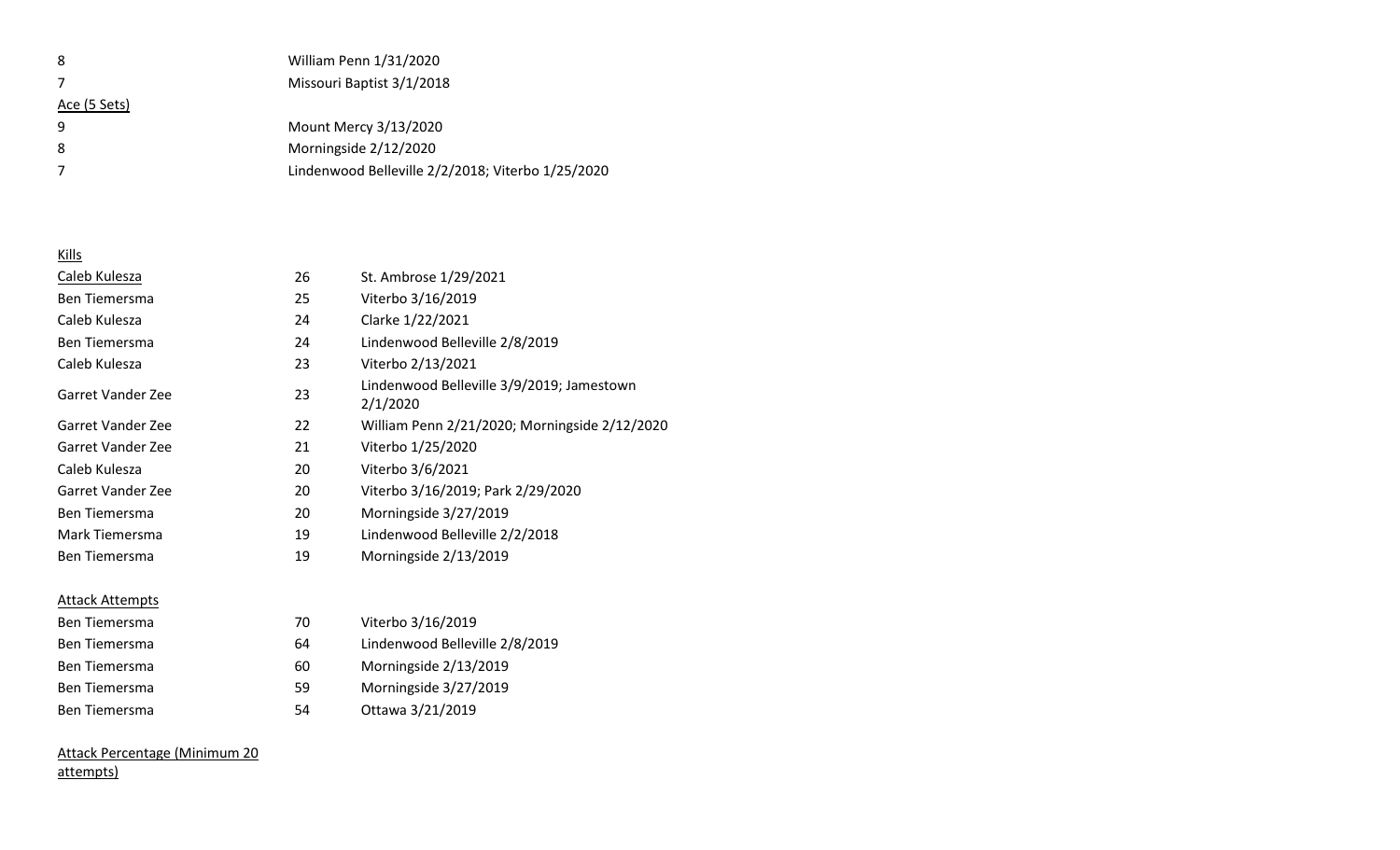| | |
|---|---|
| 8 | William Penn 1/31/2020 |
| 7 | Missouri Baptist 3/1/2018 |

Ace (5 Sets)

| | |
|---|---|
| 9 | Mount Mercy 3/13/2020 |
| 8 | Morningside 2/12/2020 |
| 7 | Lindenwood Belleville 2/2/2018; Viterbo 1/25/2020 |

Kills

| | | |
|---|---|---|
| Caleb Kulesza | 26 | St. Ambrose 1/29/2021 |
| Ben Tiemersma | 25 | Viterbo 3/16/2019 |
| Caleb Kulesza | 24 | Clarke 1/22/2021 |
| Ben Tiemersma | 24 | Lindenwood Belleville 2/8/2019 |
| Caleb Kulesza | 23 | Viterbo 2/13/2021 |
| Garret Vander Zee | 23 | Lindenwood Belleville 3/9/2019; Jamestown 2/1/2020 |
| Garret Vander Zee | 22 | William Penn 2/21/2020; Morningside 2/12/2020 |
| Garret Vander Zee | 21 | Viterbo 1/25/2020 |
| Caleb Kulesza | 20 | Viterbo 3/6/2021 |
| Garret Vander Zee | 20 | Viterbo 3/16/2019; Park 2/29/2020 |
| Ben Tiemersma | 20 | Morningside 3/27/2019 |
| Mark Tiemersma | 19 | Lindenwood Belleville 2/2/2018 |
| Ben Tiemersma | 19 | Morningside 2/13/2019 |

Attack Attempts

| | | |
|---|---|---|
| Ben Tiemersma | 70 | Viterbo 3/16/2019 |
| Ben Tiemersma | 64 | Lindenwood Belleville 2/8/2019 |
| Ben Tiemersma | 60 | Morningside 2/13/2019 |
| Ben Tiemersma | 59 | Morningside 3/27/2019 |
| Ben Tiemersma | 54 | Ottawa 3/21/2019 |

Attack Percentage (Minimum 20 attempts)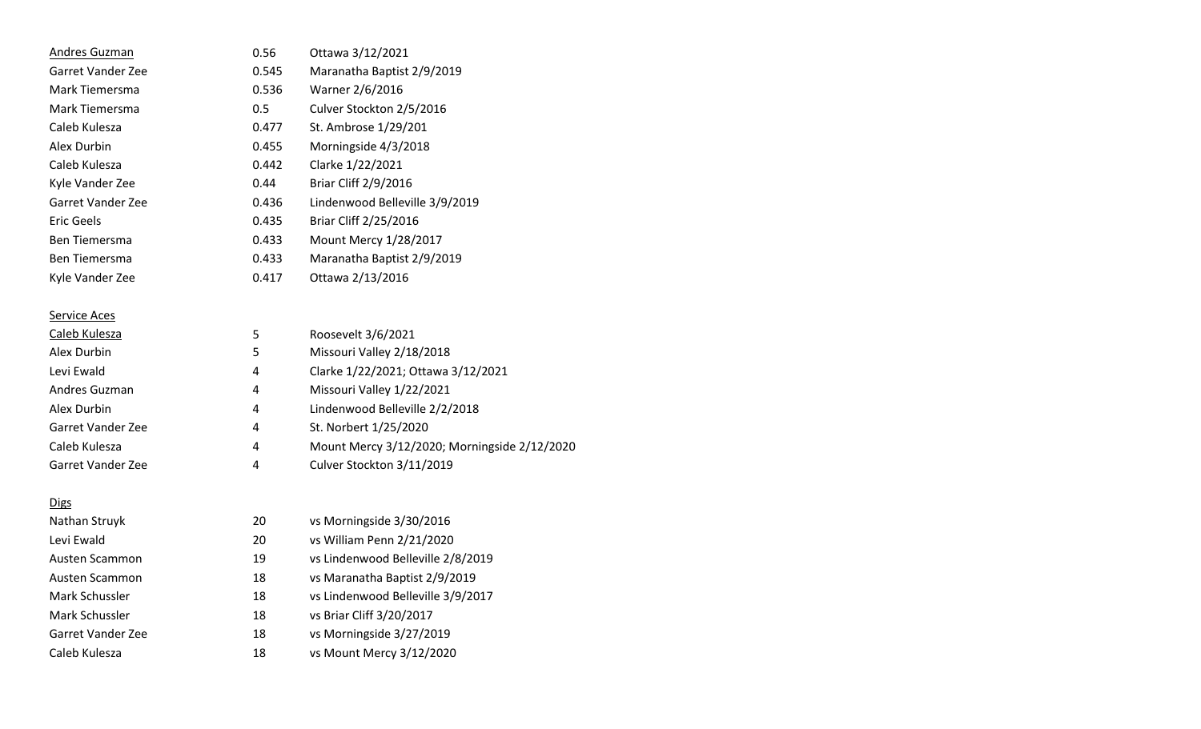| | | |
|---|---|---|
| Andres Guzman | 0.56 | Ottawa 3/12/2021 |
| Garret Vander Zee | 0.545 | Maranatha Baptist 2/9/2019 |
| Mark Tiemersma | 0.536 | Warner 2/6/2016 |
| Mark Tiemersma | 0.5 | Culver Stockton 2/5/2016 |
| Caleb Kulesza | 0.477 | St. Ambrose 1/29/201 |
| Alex Durbin | 0.455 | Morningside 4/3/2018 |
| Caleb Kulesza | 0.442 | Clarke 1/22/2021 |
| Kyle Vander Zee | 0.44 | Briar Cliff 2/9/2016 |
| Garret Vander Zee | 0.436 | Lindenwood Belleville 3/9/2019 |
| Eric Geels | 0.435 | Briar Cliff 2/25/2016 |
| Ben Tiemersma | 0.433 | Mount Mercy 1/28/2017 |
| Ben Tiemersma | 0.433 | Maranatha Baptist 2/9/2019 |
| Kyle Vander Zee | 0.417 | Ottawa 2/13/2016 |

**Service Aces**

| | | |
|---|---|---|
| Caleb Kulesza | 5 | Roosevelt 3/6/2021 |
| Alex Durbin | 5 | Missouri Valley 2/18/2018 |
| Levi Ewald | 4 | Clarke 1/22/2021; Ottawa 3/12/2021 |
| Andres Guzman | 4 | Missouri Valley 1/22/2021 |
| Alex Durbin | 4 | Lindenwood Belleville 2/2/2018 |
| Garret Vander Zee | 4 | St. Norbert 1/25/2020 |
| Caleb Kulesza | 4 | Mount Mercy 3/12/2020; Morningside 2/12/2020 |
| Garret Vander Zee | 4 | Culver Stockton 3/11/2019 |

**Digs**

| | | |
|---|---|---|
| Nathan Struyk | 20 | vs Morningside 3/30/2016 |
| Levi Ewald | 20 | vs William Penn 2/21/2020 |
| Austen Scammon | 19 | vs Lindenwood Belleville 2/8/2019 |
| Austen Scammon | 18 | vs Maranatha Baptist 2/9/2019 |
| Mark Schussler | 18 | vs Lindenwood Belleville 3/9/2017 |
| Mark Schussler | 18 | vs Briar Cliff 3/20/2017 |
| Garret Vander Zee | 18 | vs Morningside 3/27/2019 |
| Caleb Kulesza | 18 | vs Mount Mercy 3/12/2020 |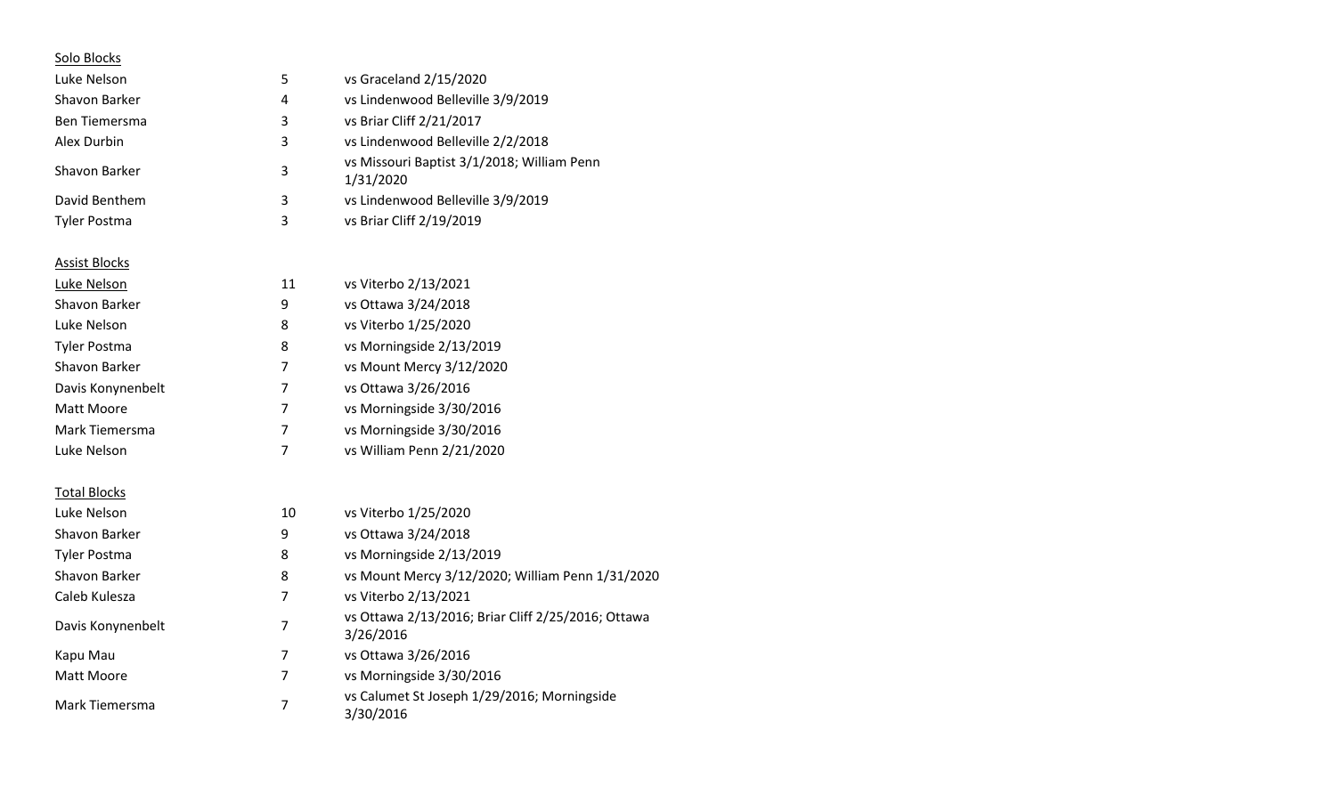Solo Blocks

| | | |
|---|---|---|
| Luke Nelson | 5 | vs Graceland 2/15/2020 |
| Shavon Barker | 4 | vs Lindenwood Belleville 3/9/2019 |
| Ben Tiemersma | 3 | vs Briar Cliff 2/21/2017 |
| Alex Durbin | 3 | vs Lindenwood Belleville 2/2/2018 |
| Shavon Barker | 3 | vs Missouri Baptist 3/1/2018; William Penn 1/31/2020 |
| David Benthem | 3 | vs Lindenwood Belleville 3/9/2019 |
| Tyler Postma | 3 | vs Briar Cliff 2/19/2019 |

Assist Blocks

| | | |
|---|---|---|
| Luke Nelson | 11 | vs Viterbo 2/13/2021 |
| Shavon Barker | 9 | vs Ottawa 3/24/2018 |
| Luke Nelson | 8 | vs Viterbo 1/25/2020 |
| Tyler Postma | 8 | vs Morningside 2/13/2019 |
| Shavon Barker | 7 | vs Mount Mercy 3/12/2020 |
| Davis Konynenbelt | 7 | vs Ottawa 3/26/2016 |
| Matt Moore | 7 | vs Morningside 3/30/2016 |
| Mark Tiemersma | 7 | vs Morningside 3/30/2016 |
| Luke Nelson | 7 | vs William Penn 2/21/2020 |

Total Blocks

| | | |
|---|---|---|
| Luke Nelson | 10 | vs Viterbo 1/25/2020 |
| Shavon Barker | 9 | vs Ottawa 3/24/2018 |
| Tyler Postma | 8 | vs Morningside 2/13/2019 |
| Shavon Barker | 8 | vs Mount Mercy 3/12/2020; William Penn 1/31/2020 |
| Caleb Kulesza | 7 | vs Viterbo 2/13/2021 |
| Davis Konynenbelt | 7 | vs Ottawa 2/13/2016; Briar Cliff 2/25/2016; Ottawa 3/26/2016 |
| Kapu Mau | 7 | vs Ottawa 3/26/2016 |
| Matt Moore | 7 | vs Morningside 3/30/2016 |
| Mark Tiemersma | 7 | vs Calumet St Joseph 1/29/2016; Morningside 3/30/2016 |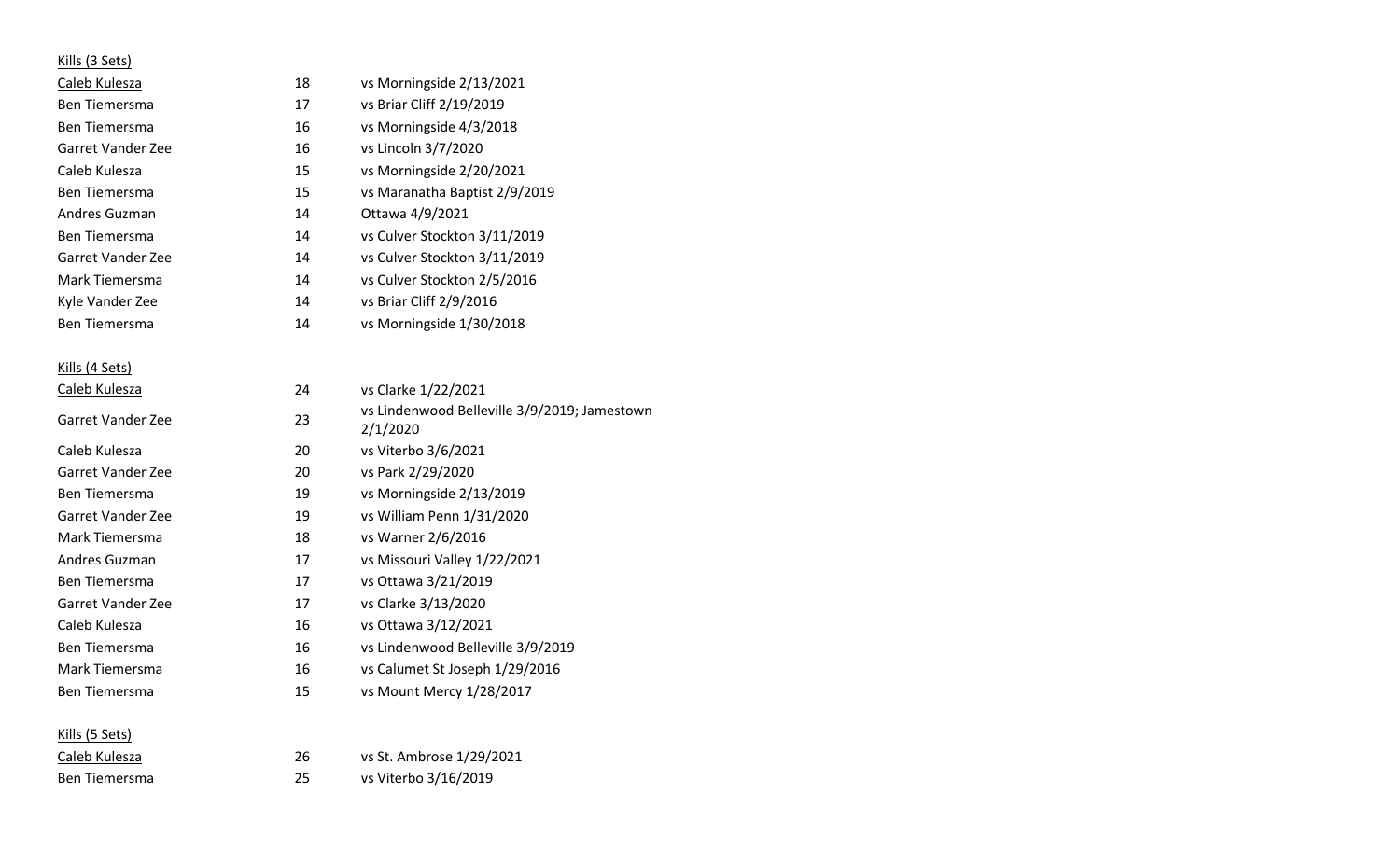Kills (3 Sets)

| | | |
|---|---|---|
| Caleb Kulesza | 18 | vs Morningside 2/13/2021 |
| Ben Tiemersma | 17 | vs Briar Cliff 2/19/2019 |
| Ben Tiemersma | 16 | vs Morningside 4/3/2018 |
| Garret Vander Zee | 16 | vs Lincoln 3/7/2020 |
| Caleb Kulesza | 15 | vs Morningside 2/20/2021 |
| Ben Tiemersma | 15 | vs Maranatha Baptist 2/9/2019 |
| Andres Guzman | 14 | Ottawa 4/9/2021 |
| Ben Tiemersma | 14 | vs Culver Stockton 3/11/2019 |
| Garret Vander Zee | 14 | vs Culver Stockton 3/11/2019 |
| Mark Tiemersma | 14 | vs Culver Stockton 2/5/2016 |
| Kyle Vander Zee | 14 | vs Briar Cliff 2/9/2016 |
| Ben Tiemersma | 14 | vs Morningside 1/30/2018 |

Kills (4 Sets)

| | | |
|---|---|---|
| Caleb Kulesza | 24 | vs Clarke 1/22/2021 |
| Garret Vander Zee | 23 | vs Lindenwood Belleville 3/9/2019; Jamestown 2/1/2020 |
| Caleb Kulesza | 20 | vs Viterbo 3/6/2021 |
| Garret Vander Zee | 20 | vs Park 2/29/2020 |
| Ben Tiemersma | 19 | vs Morningside 2/13/2019 |
| Garret Vander Zee | 19 | vs William Penn 1/31/2020 |
| Mark Tiemersma | 18 | vs Warner 2/6/2016 |
| Andres Guzman | 17 | vs Missouri Valley 1/22/2021 |
| Ben Tiemersma | 17 | vs Ottawa 3/21/2019 |
| Garret Vander Zee | 17 | vs Clarke 3/13/2020 |
| Caleb Kulesza | 16 | vs Ottawa 3/12/2021 |
| Ben Tiemersma | 16 | vs Lindenwood Belleville 3/9/2019 |
| Mark Tiemersma | 16 | vs Calumet St Joseph 1/29/2016 |
| Ben Tiemersma | 15 | vs Mount Mercy 1/28/2017 |

Kills (5 Sets)

| | | |
|---|---|---|
| Caleb Kulesza | 26 | vs St. Ambrose 1/29/2021 |
| Ben Tiemersma | 25 | vs Viterbo 3/16/2019 |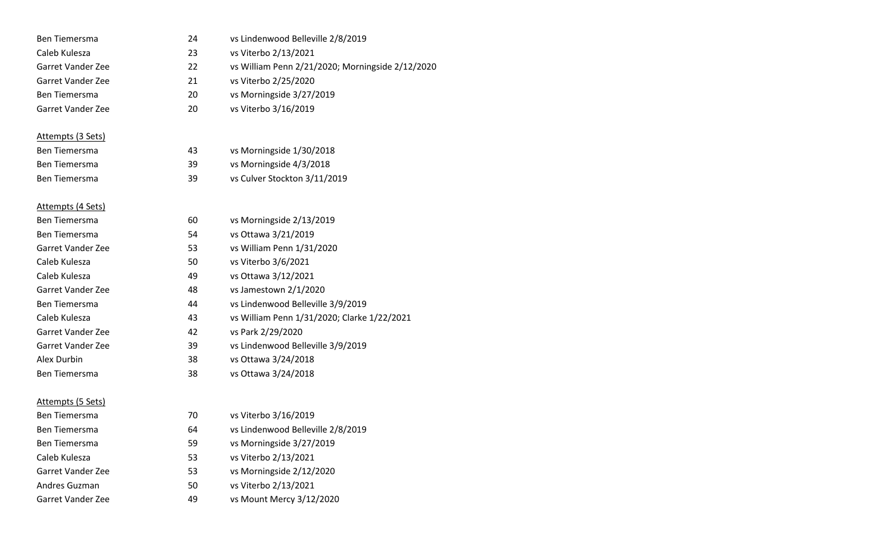| | | |
|---|---|---|
| Ben Tiemersma | 24 | vs Lindenwood Belleville 2/8/2019 |
| Caleb Kulesza | 23 | vs Viterbo 2/13/2021 |
| Garret Vander Zee | 22 | vs William Penn 2/21/2020; Morningside 2/12/2020 |
| Garret Vander Zee | 21 | vs Viterbo 2/25/2020 |
| Ben Tiemersma | 20 | vs Morningside 3/27/2019 |
| Garret Vander Zee | 20 | vs Viterbo 3/16/2019 |

<u>Attempts (3 Sets)</u>

| | | |
|---|---|---|
| Ben Tiemersma | 43 | vs Morningside 1/30/2018 |
| Ben Tiemersma | 39 | vs Morningside 4/3/2018 |
| Ben Tiemersma | 39 | vs Culver Stockton 3/11/2019 |

<u>Attempts (4 Sets)</u>

| | | |
|---|---|---|
| Ben Tiemersma | 60 | vs Morningside 2/13/2019 |
| Ben Tiemersma | 54 | vs Ottawa 3/21/2019 |
| Garret Vander Zee | 53 | vs William Penn 1/31/2020 |
| Caleb Kulesza | 50 | vs Viterbo 3/6/2021 |
| Caleb Kulesza | 49 | vs Ottawa 3/12/2021 |
| Garret Vander Zee | 48 | vs Jamestown 2/1/2020 |
| Ben Tiemersma | 44 | vs Lindenwood Belleville 3/9/2019 |
| Caleb Kulesza | 43 | vs William Penn 1/31/2020; Clarke 1/22/2021 |
| Garret Vander Zee | 42 | vs Park 2/29/2020 |
| Garret Vander Zee | 39 | vs Lindenwood Belleville 3/9/2019 |
| Alex Durbin | 38 | vs Ottawa 3/24/2018 |
| Ben Tiemersma | 38 | vs Ottawa 3/24/2018 |

<u>Attempts (5 Sets)</u>

| | | |
|---|---|---|
| Ben Tiemersma | 70 | vs Viterbo 3/16/2019 |
| Ben Tiemersma | 64 | vs Lindenwood Belleville 2/8/2019 |
| Ben Tiemersma | 59 | vs Morningside 3/27/2019 |
| Caleb Kulesza | 53 | vs Viterbo 2/13/2021 |
| Garret Vander Zee | 53 | vs Morningside 2/12/2020 |
| Andres Guzman | 50 | vs Viterbo 2/13/2021 |
| Garret Vander Zee | 49 | vs Mount Mercy 3/12/2020 |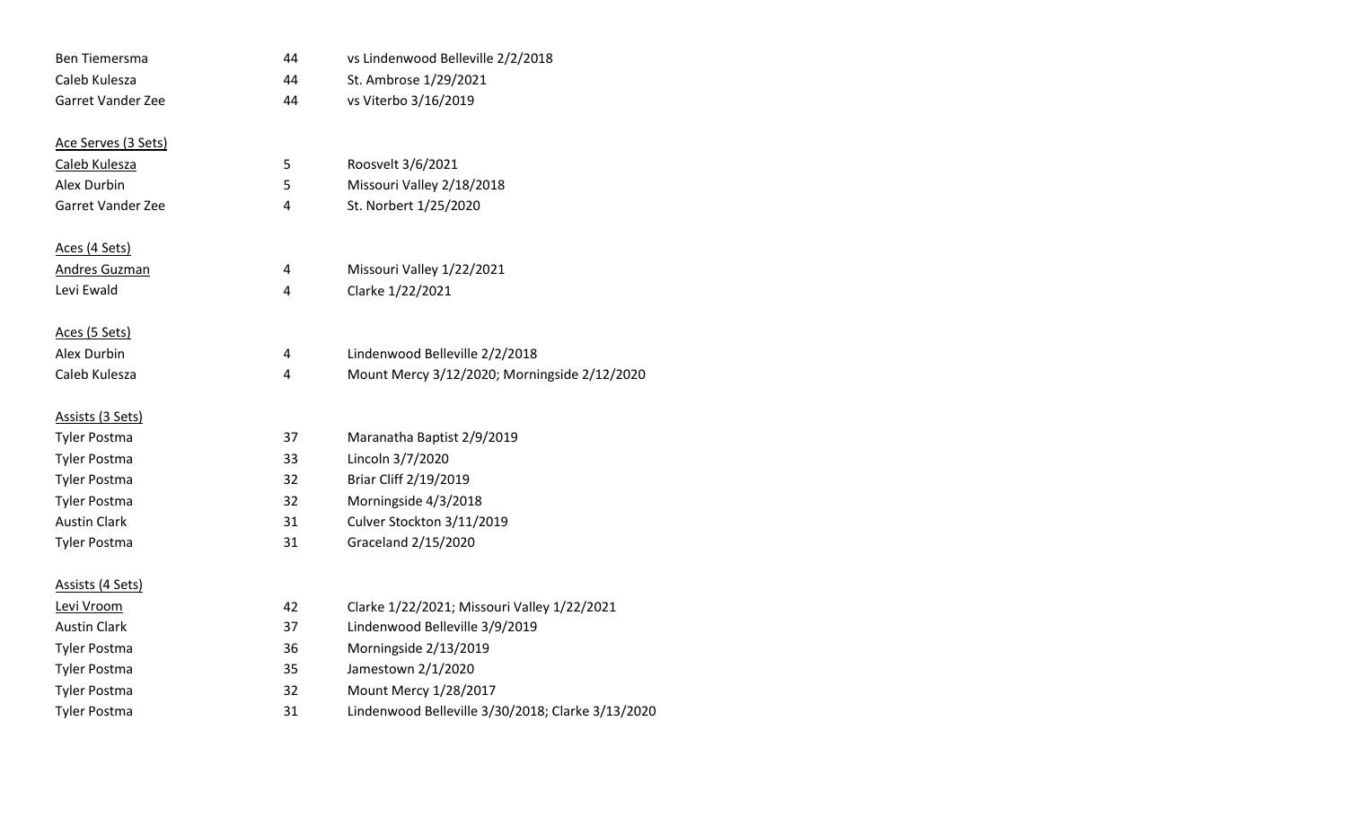| | | |
|---|---|---|
| Ben Tiemersma | 44 | vs Lindenwood Belleville 2/2/2018 |
| Caleb Kulesza | 44 | St. Ambrose 1/29/2021 |
| Garret Vander Zee | 44 | vs Viterbo 3/16/2019 |

Ace Serves (3 Sets)

| | | |
|---|---|---|
| Caleb Kulesza | 5 | Roosvelt 3/6/2021 |
| Alex Durbin | 5 | Missouri Valley 2/18/2018 |
| Garret Vander Zee | 4 | St. Norbert 1/25/2020 |

Aces (4 Sets)

| | | |
|---|---|---|
| Andres Guzman | 4 | Missouri Valley 1/22/2021 |
| Levi Ewald | 4 | Clarke 1/22/2021 |

Aces (5 Sets)

| | | |
|---|---|---|
| Alex Durbin | 4 | Lindenwood Belleville 2/2/2018 |
| Caleb Kulesza | 4 | Mount Mercy 3/12/2020; Morningside 2/12/2020 |

Assists (3 Sets)

| | | |
|---|---|---|
| Tyler Postma | 37 | Maranatha Baptist 2/9/2019 |
| Tyler Postma | 33 | Lincoln 3/7/2020 |
| Tyler Postma | 32 | Briar Cliff 2/19/2019 |
| Tyler Postma | 32 | Morningside 4/3/2018 |
| Austin Clark | 31 | Culver Stockton 3/11/2019 |
| Tyler Postma | 31 | Graceland 2/15/2020 |

Assists (4 Sets)

| | | |
|---|---|---|
| Levi Vroom | 42 | Clarke 1/22/2021; Missouri Valley 1/22/2021 |
| Austin Clark | 37 | Lindenwood Belleville 3/9/2019 |
| Tyler Postma | 36 | Morningside 2/13/2019 |
| Tyler Postma | 35 | Jamestown 2/1/2020 |
| Tyler Postma | 32 | Mount Mercy 1/28/2017 |
| Tyler Postma | 31 | Lindenwood Belleville 3/30/2018; Clarke 3/13/2020 |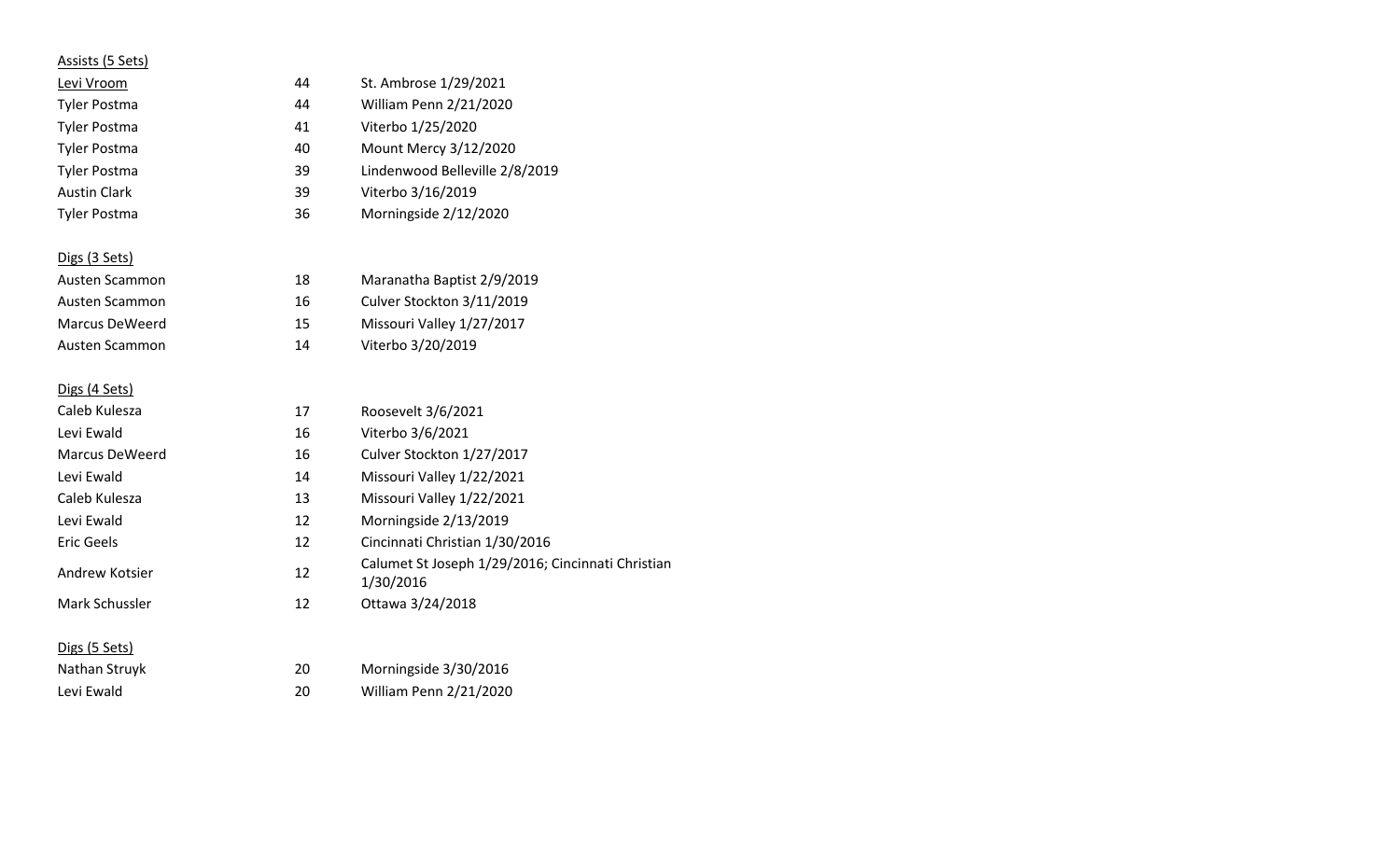Assists (5 Sets)

| | | |
|---|---|---|
| Levi Vroom | 44 | St. Ambrose 1/29/2021 |
| Tyler Postma | 44 | William Penn 2/21/2020 |
| Tyler Postma | 41 | Viterbo 1/25/2020 |
| Tyler Postma | 40 | Mount Mercy 3/12/2020 |
| Tyler Postma | 39 | Lindenwood Belleville 2/8/2019 |
| Austin Clark | 39 | Viterbo 3/16/2019 |
| Tyler Postma | 36 | Morningside 2/12/2020 |

Digs (3 Sets)

| | | |
|---|---|---|
| Austen Scammon | 18 | Maranatha Baptist 2/9/2019 |
| Austen Scammon | 16 | Culver Stockton 3/11/2019 |
| Marcus DeWeerd | 15 | Missouri Valley 1/27/2017 |
| Austen Scammon | 14 | Viterbo 3/20/2019 |

Digs (4 Sets)

| | | |
|---|---|---|
| Caleb Kulesza | 17 | Roosevelt 3/6/2021 |
| Levi Ewald | 16 | Viterbo 3/6/2021 |
| Marcus DeWeerd | 16 | Culver Stockton 1/27/2017 |
| Levi Ewald | 14 | Missouri Valley 1/22/2021 |
| Caleb Kulesza | 13 | Missouri Valley 1/22/2021 |
| Levi Ewald | 12 | Morningside 2/13/2019 |
| Eric Geels | 12 | Cincinnati Christian 1/30/2016 |
| Andrew Kotsier | 12 | Calumet St Joseph 1/29/2016; Cincinnati Christian 1/30/2016 |
| Mark Schussler | 12 | Ottawa 3/24/2018 |

Digs (5 Sets)

| | | |
|---|---|---|
| Nathan Struyk | 20 | Morningside 3/30/2016 |
| Levi Ewald | 20 | William Penn 2/21/2020 |